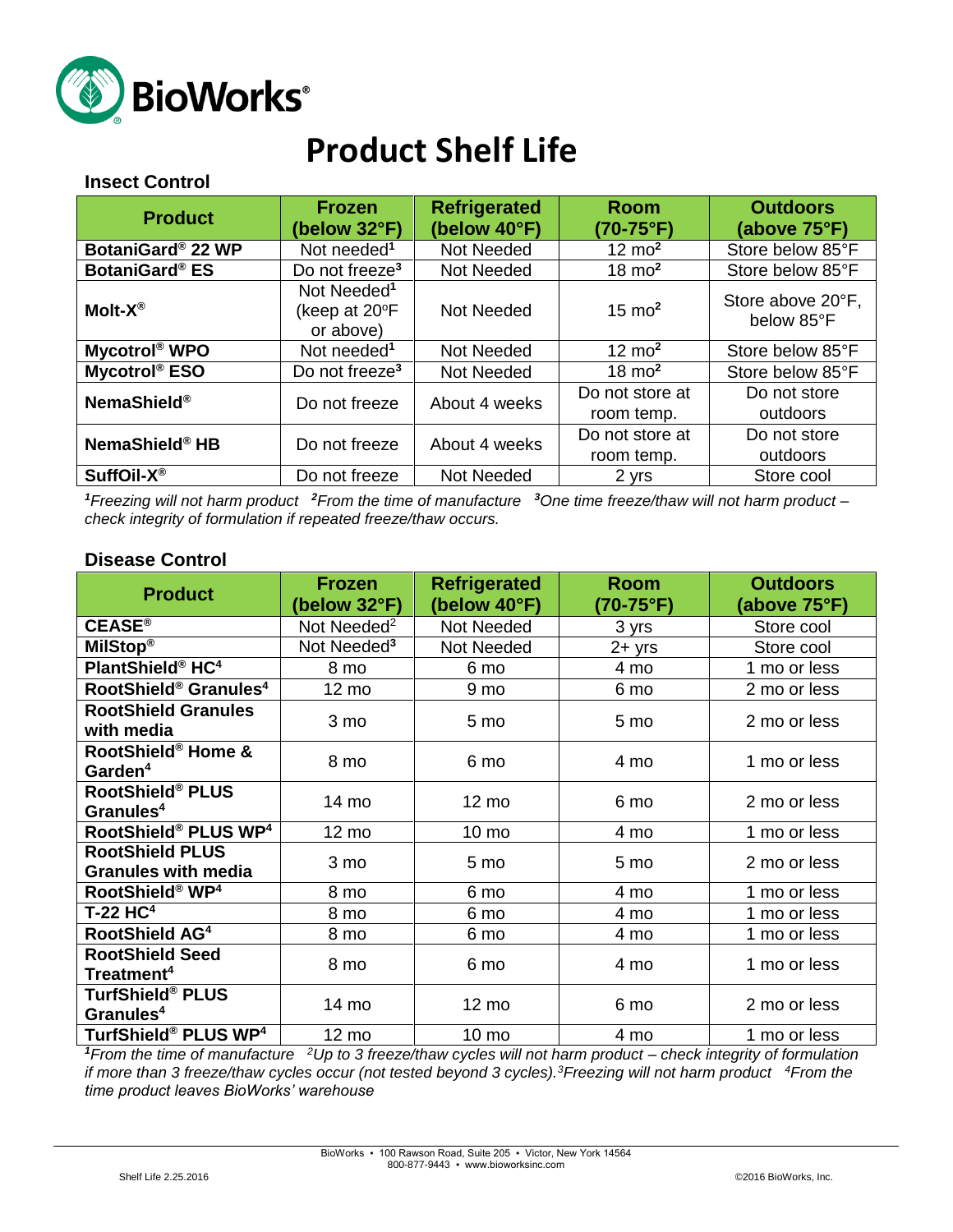BioWorks®

# Product Shelf Life

## Insect Control

| Product | Frozen (below 32°F) | Refrigerated (below 40°F) | Room (70-75°F) | Outdoors (above 75°F) |
|---|---|---|---|---|
| **BotaniGard® 22 WP** | Not needed[1] | Not Needed | 12 mo[2] | Store below 85°F |
| **BotaniGard® ES** | Do not freeze[3] | Not Needed | 18 mo[2] | Store below 85°F |
| **Molt-X®** | Not Needed[1] (keep at 20ºF or above) | Not Needed | 15 mo[2] | Store above 20°F, below 85°F |
| **Mycotrol® WPO** | Not needed[1] | Not Needed | 12 mo[2] | Store below 85°F |
| **Mycotrol® ESO** | Do not freeze[3] | Not Needed | 18 mo[2] | Store below 85°F |
| **NemaShield®** | Do not freeze | About 4 weeks | Do not store at room temp. | Do not store outdoors |
| **NemaShield® HB** | Do not freeze | About 4 weeks | Do not store at room temp. | Do not store outdoors |
| **SuffOil-X®** | Do not freeze | Not Needed | 2 yrs | Store cool |

*[1]Freezing will not harm product [2]From the time of manufacture [3]One time freeze/thaw will not harm product – check integrity of formulation if repeated freeze/thaw occurs.*

## Disease Control

| Product | Frozen (below 32°F) | Refrigerated (below 40°F) | Room (70-75°F) | Outdoors (above 75°F) |
|---|---|---|---|---|
| **CEASE®** | Not Needed[2] | Not Needed | 3 yrs | Store cool |
| **MilStop®** | Not Needed[3] | Not Needed | 2+ yrs | Store cool |
| **PlantShield® HC[4]** | 8 mo | 6 mo | 4 mo | 1 mo or less |
| **RootShield® Granules[4]** | 12 mo | 9 mo | 6 mo | 2 mo or less |
| **RootShield Granules with media** | 3 mo | 5 mo | 5 mo | 2 mo or less |
| **RootShield® Home & Garden[4]** | 8 mo | 6 mo | 4 mo | 1 mo or less |
| **RootShield® PLUS Granules[4]** | 14 mo | 12 mo | 6 mo | 2 mo or less |
| **RootShield® PLUS WP[4]** | 12 mo | 10 mo | 4 mo | 1 mo or less |
| **RootShield PLUS Granules with media** | 3 mo | 5 mo | 5 mo | 2 mo or less |
| **RootShield® WP[4]** | 8 mo | 6 mo | 4 mo | 1 mo or less |
| **T-22 HC[4]** | 8 mo | 6 mo | 4 mo | 1 mo or less |
| **RootShield AG[4]** | 8 mo | 6 mo | 4 mo | 1 mo or less |
| **RootShield Seed Treatment[4]** | 8 mo | 6 mo | 4 mo | 1 mo or less |
| **TurfShield® PLUS Granules[4]** | 14 mo | 12 mo | 6 mo | 2 mo or less |
| **TurfShield® PLUS WP[4]** | 12 mo | 10 mo | 4 mo | 1 mo or less |

*[1]From the time of manufacture [2]Up to 3 freeze/thaw cycles will not harm product – check integrity of formulation if more than 3 freeze/thaw cycles occur (not tested beyond 3 cycles).[3]Freezing will not harm product [4]From the time product leaves BioWorks' warehouse*

BioWorks • 100 Rawson Road, Suite 205 • Victor, New York 14564
800-877-9443 • www.bioworksinc.com

Shelf Life 2.25.2016

©2016 BioWorks, Inc.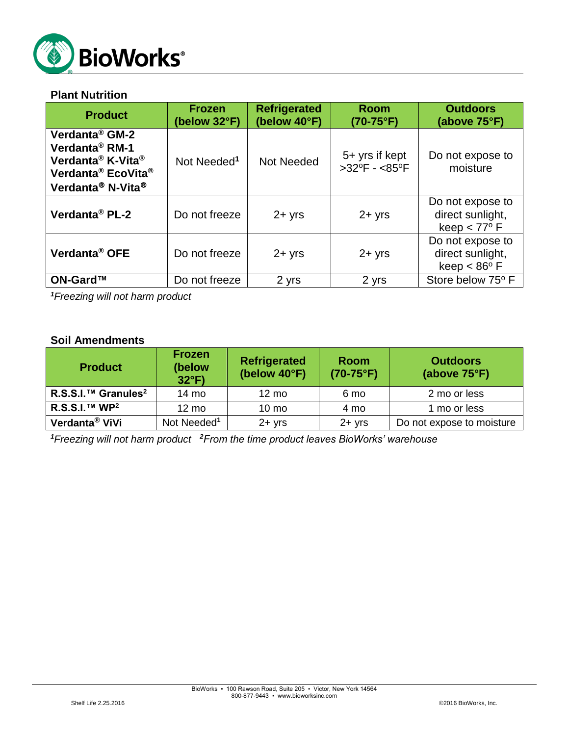## Plant Nutrition

| Product | Frozen (below 32°F) | Refrigerated (below 40°F) | Room (70-75°F) | Outdoors (above 75°F) |
|---|---|---|---|---|
| **Verdanta® GM-2**<br>**Verdanta® RM-1**<br>**Verdanta® K-Vita®**<br>**Verdanta® EcoVita®**<br>**Verdanta® N-Vita®** | Not Needed[1] | Not Needed | 5+ yrs if kept >32ºF - <85ºF | Do not expose to moisture |
| **Verdanta® PL-2** | Do not freeze | 2+ yrs | 2+ yrs | Do not expose to direct sunlight, keep < 77º F |
| **Verdanta® OFE** | Do not freeze | 2+ yrs | 2+ yrs | Do not expose to direct sunlight, keep < 86º F |
| **ON-Gard™** | Do not freeze | 2 yrs | 2 yrs | Store below 75º F |

*[1]Freezing will not harm product*

## Soil Amendments

| Product | Frozen (below 32°F) | Refrigerated (below 40°F) | Room (70-75°F) | Outdoors (above 75°F) |
|---|---|---|---|---|
| **R.S.S.I.™ Granules[2]** | 14 mo | 12 mo | 6 mo | 2 mo or less |
| **R.S.S.I.™ WP[2]** | 12 mo | 10 mo | 4 mo | 1 mo or less |
| **Verdanta® ViVi** | Not Needed[1] | 2+ yrs | 2+ yrs | Do not expose to moisture |

*[1]Freezing will not harm product* *[2]From the time product leaves BioWorks' warehouse*